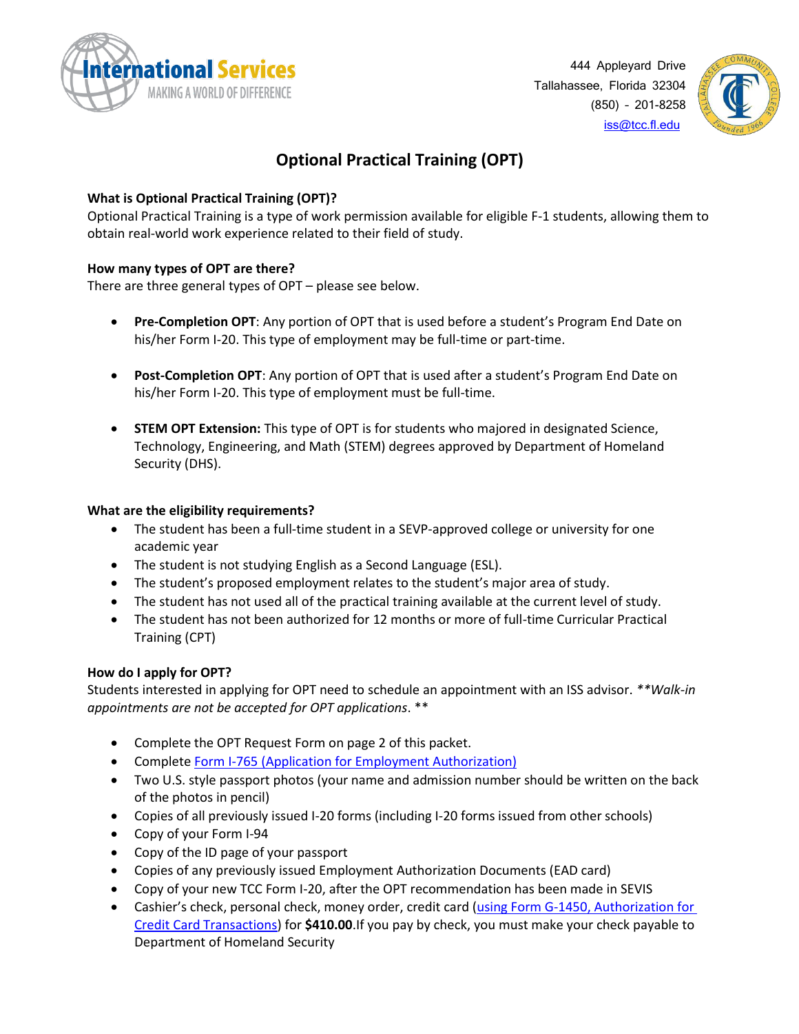International Services
MAKING A WORLD OF DIFFERENCE

444 Appleyard Drive
Tallahassee, Florida 32304
(850) - 201-8258
iss@tcc.fl.edu

# Optional Practical Training (OPT)

**What is Optional Practical Training (OPT)?**
Optional Practical Training is a type of work permission available for eligible F-1 students, allowing them to obtain real-world work experience related to their field of study.

**How many types of OPT are there?**
There are three general types of OPT – please see below.

- **Pre-Completion OPT**: Any portion of OPT that is used before a student's Program End Date on his/her Form I-20. This type of employment may be full-time or part-time.
- **Post-Completion OPT**: Any portion of OPT that is used after a student's Program End Date on his/her Form I-20. This type of employment must be full-time.
- **STEM OPT Extension:** This type of OPT is for students who majored in designated Science, Technology, Engineering, and Math (STEM) degrees approved by Department of Homeland Security (DHS).

**What are the eligibility requirements?**
- The student has been a full-time student in a SEVP-approved college or university for one academic year
- The student is not studying English as a Second Language (ESL).
- The student's proposed employment relates to the student's major area of study.
- The student has not used all of the practical training available at the current level of study.
- The student has not been authorized for 12 months or more of full-time Curricular Practical Training (CPT)

**How do I apply for OPT?**
Students interested in applying for OPT need to schedule an appointment with an ISS advisor. *\*\*Walk-in appointments are not be accepted for OPT applications*. \*\*

- Complete the OPT Request Form on page 2 of this packet.
- Complete Form I-765 (Application for Employment Authorization)
- Two U.S. style passport photos (your name and admission number should be written on the back of the photos in pencil)
- Copies of all previously issued I-20 forms (including I-20 forms issued from other schools)
- Copy of your Form I-94
- Copy of the ID page of your passport
- Copies of any previously issued Employment Authorization Documents (EAD card)
- Copy of your new TCC Form I-20, after the OPT recommendation has been made in SEVIS
- Cashier's check, personal check, money order, credit card (using Form G-1450, Authorization for Credit Card Transactions) for **$410.00**.If you pay by check, you must make your check payable to Department of Homeland Security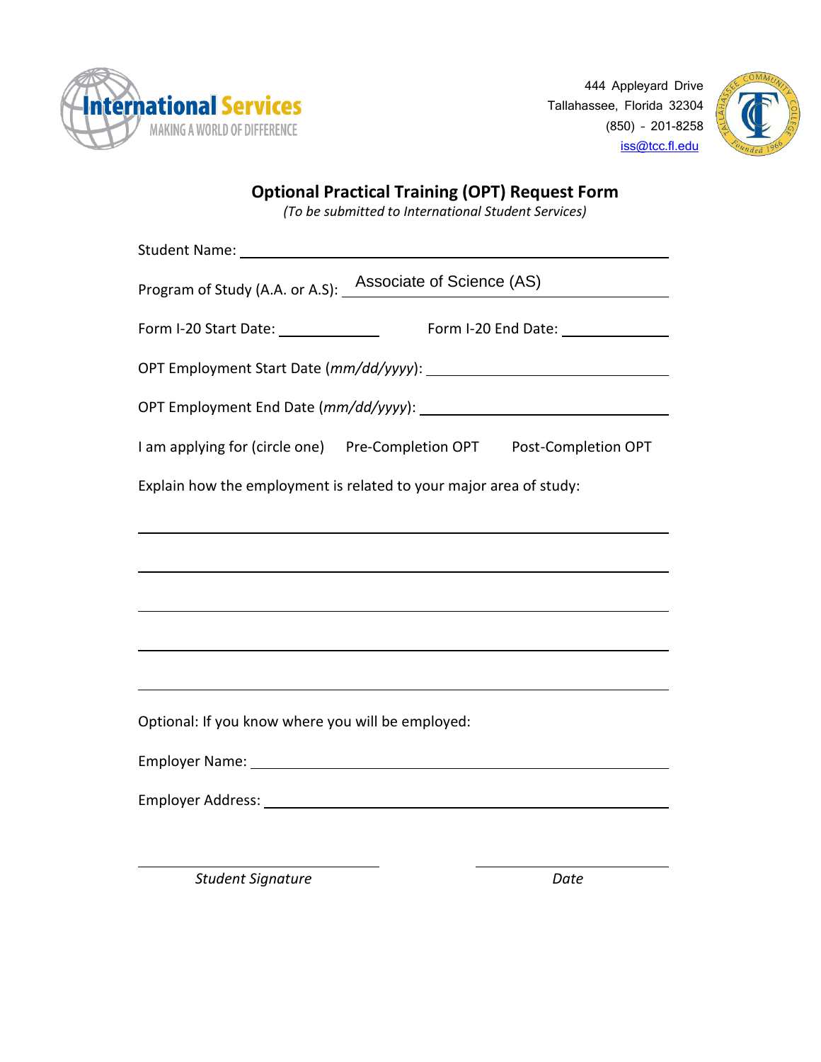International Services
MAKING A WORLD OF DIFFERENCE

444 Appleyard Drive
Tallahassee, Florida 32304
(850) - 201-8258
iss@tcc.fl.edu

# Optional Practical Training (OPT) Request Form

*(To be submitted to International Student Services)*

Student Name: ______________________________________________

Program of Study (A.A. or A.S): Associate of Science (AS)

Form I-20 Start Date: ____________ Form I-20 End Date: ____________

OPT Employment Start Date (*mm/dd/yyyy*): ____________________________

OPT Employment End Date (*mm/dd/yyyy*): ____________________________

I am applying for (circle one) Pre-Completion OPT Post-Completion OPT

Explain how the employment is related to your major area of study:

______________________________________________________________

______________________________________________________________

______________________________________________________________

______________________________________________________________

______________________________________________________________

Optional: If you know where you will be employed:

Employer Name: ______________________________________________

Employer Address: ____________________________________________

_________________________ _________________________

*Student Signature* *Date*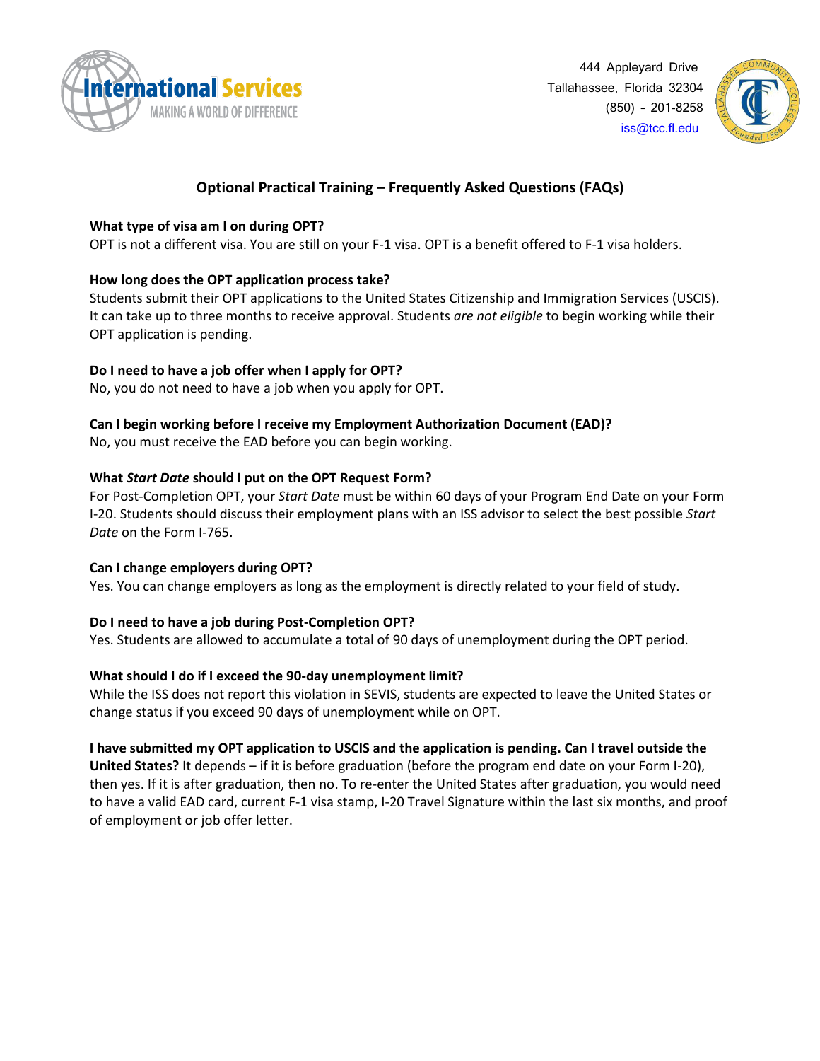International Services
MAKING A WORLD OF DIFFERENCE

444 Appleyard Drive
Tallahassee, Florida 32304
(850) - 201-8258
iss@tcc.fl.edu

## Optional Practical Training – Frequently Asked Questions (FAQs)

**What type of visa am I on during OPT?**
OPT is not a different visa. You are still on your F-1 visa. OPT is a benefit offered to F-1 visa holders.

**How long does the OPT application process take?**
Students submit their OPT applications to the United States Citizenship and Immigration Services (USCIS). It can take up to three months to receive approval. Students *are not eligible* to begin working while their OPT application is pending.

**Do I need to have a job offer when I apply for OPT?**
No, you do not need to have a job when you apply for OPT.

**Can I begin working before I receive my Employment Authorization Document (EAD)?**
No, you must receive the EAD before you can begin working.

**What *Start Date* should I put on the OPT Request Form?**
For Post-Completion OPT, your *Start Date* must be within 60 days of your Program End Date on your Form I-20. Students should discuss their employment plans with an ISS advisor to select the best possible *Start Date* on the Form I-765.

**Can I change employers during OPT?**
Yes. You can change employers as long as the employment is directly related to your field of study.

**Do I need to have a job during Post-Completion OPT?**
Yes. Students are allowed to accumulate a total of 90 days of unemployment during the OPT period.

**What should I do if I exceed the 90-day unemployment limit?**
While the ISS does not report this violation in SEVIS, students are expected to leave the United States or change status if you exceed 90 days of unemployment while on OPT.

**I have submitted my OPT application to USCIS and the application is pending. Can I travel outside the United States?** It depends – if it is before graduation (before the program end date on your Form I-20), then yes. If it is after graduation, then no. To re-enter the United States after graduation, you would need to have a valid EAD card, current F-1 visa stamp, I-20 Travel Signature within the last six months, and proof of employment or job offer letter.